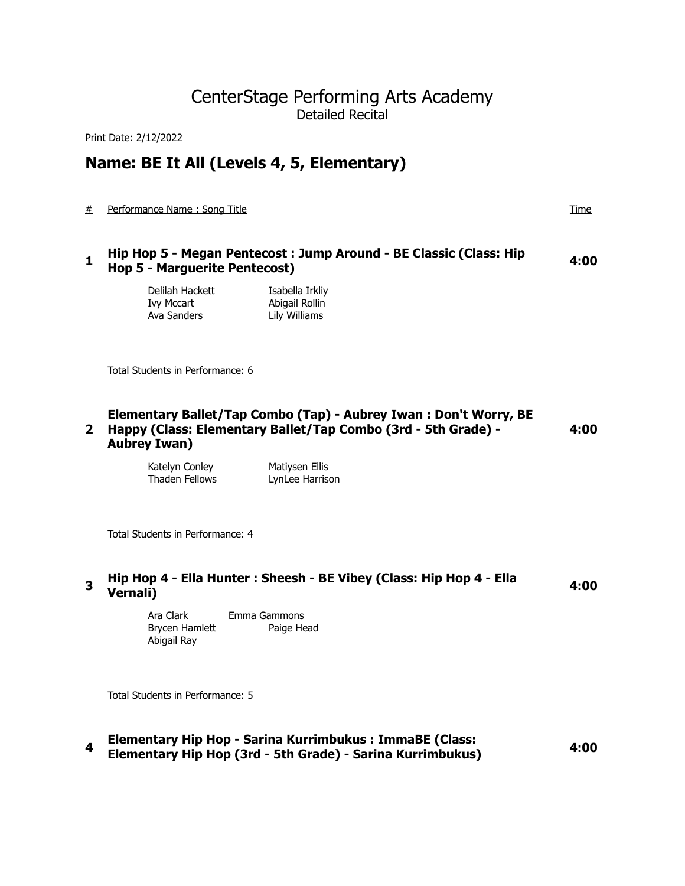# CenterStage Performing Arts Academy

Detailed Recital

Print Date: 2/12/2022

## Name: BE It All (Levels 4, 5, Elementary)

| # | Performance Name : Song Title | Time |
|---|---|---|
| **1** | **Hip Hop 5 - Megan Pentecost : Jump Around - BE Classic (Class: Hip Hop 5 - Marguerite Pentecost)** | **4:00** |

Delilah Hackett
Isabella Irkliy
Ivy Mccart
Abigail Rollin
Ava Sanders
Lily Williams

Total Students in Performance: 6

| # | Performance Name : Song Title | Time |
|---|---|---|
| **2** | **Elementary Ballet/Tap Combo (Tap) - Aubrey Iwan : Don't Worry, BE Happy (Class: Elementary Ballet/Tap Combo (3rd - 5th Grade) - Aubrey Iwan)** | **4:00** |

Katelyn Conley
Matiysen Ellis
Thaden Fellows
LynLee Harrison

Total Students in Performance: 4

| # | Performance Name : Song Title | Time |
|---|---|---|
| **3** | **Hip Hop 4 - Ella Hunter : Sheesh - BE Vibey (Class: Hip Hop 4 - Ella Vernali)** | **4:00** |

Ara Clark
Emma Gammons
Brycen Hamlett
Paige Head
Abigail Ray

Total Students in Performance: 5

| # | Performance Name : Song Title | Time |
|---|---|---|
| **4** | **Elementary Hip Hop - Sarina Kurrimbukus : ImmaBE (Class: Elementary Hip Hop (3rd - 5th Grade) - Sarina Kurrimbukus)** | **4:00** |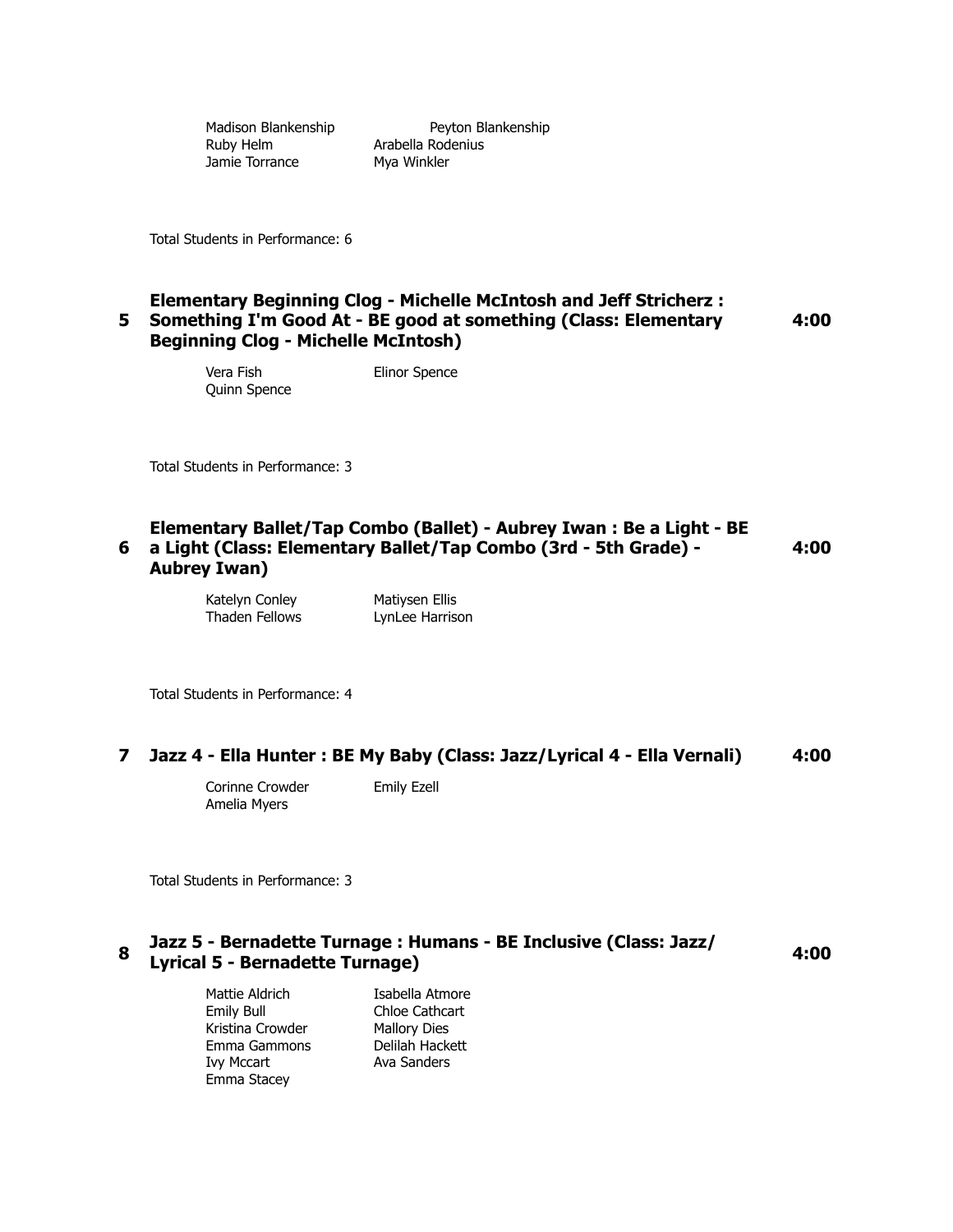Madison Blankenship  
Peyton Blankenship  
Ruby Helm  
Arabella Rodenius  
Jamie Torrance  
Mya Winkler

Total Students in Performance: 6

### 5 Elementary Beginning Clog - Michelle McIntosh and Jeff Stricherz : Something I'm Good At - BE good at something (Class: Elementary Beginning Clog - Michelle McIntosh) — 4:00

Vera Fish  
Elinor Spence  
Quinn Spence

Total Students in Performance: 3

### 6 Elementary Ballet/Tap Combo (Ballet) - Aubrey Iwan : Be a Light - BE a Light (Class: Elementary Ballet/Tap Combo (3rd - 5th Grade) - Aubrey Iwan) — 4:00

Katelyn Conley  
Matiysen Ellis  
Thaden Fellows  
LynLee Harrison

Total Students in Performance: 4

### 7 Jazz 4 - Ella Hunter : BE My Baby (Class: Jazz/Lyrical 4 - Ella Vernali) — 4:00

Corinne Crowder  
Emily Ezell  
Amelia Myers

Total Students in Performance: 3

### 8 Jazz 5 - Bernadette Turnage : Humans - BE Inclusive (Class: Jazz/Lyrical 5 - Bernadette Turnage) — 4:00

Mattie Aldrich  
Isabella Atmore  
Emily Bull  
Chloe Cathcart  
Kristina Crowder  
Mallory Dies  
Emma Gammons  
Delilah Hackett  
Ivy Mccart  
Ava Sanders  
Emma Stacey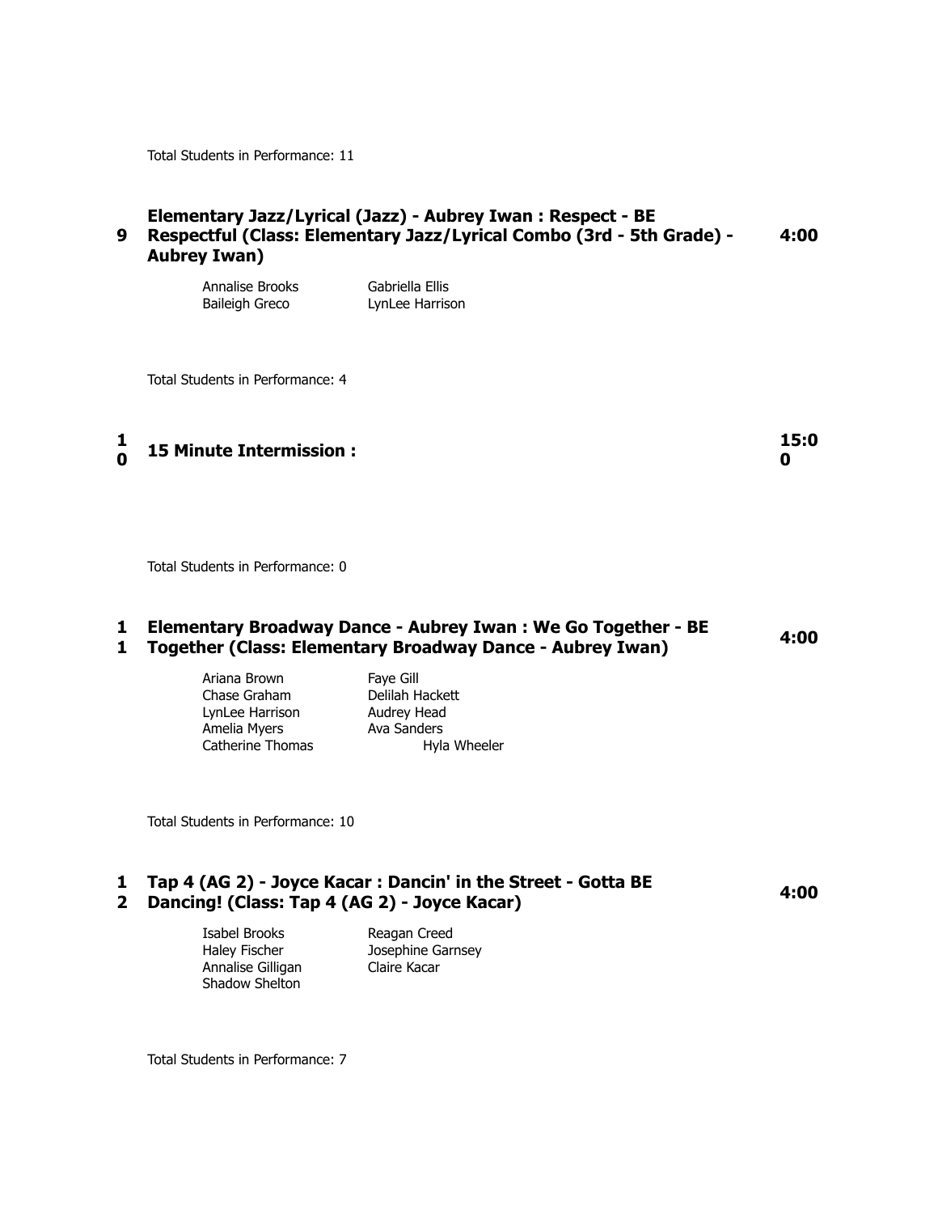Total Students in Performance: 11

**9 Elementary Jazz/Lyrical (Jazz) - Aubrey Iwan : Respect - BE Respectful (Class: Elementary Jazz/Lyrical Combo (3rd - 5th Grade) - Aubrey Iwan)** **4:00**

| | |
|---|---|
| Annalise Brooks | Gabriella Ellis |
| Baileigh Greco | LynLee Harrison |

Total Students in Performance: 4

**10 15 Minute Intermission :** **15:00**

Total Students in Performance: 0

**11 Elementary Broadway Dance - Aubrey Iwan : We Go Together - BE Together (Class: Elementary Broadway Dance - Aubrey Iwan)** **4:00**

| | |
|---|---|
| Ariana Brown | Faye Gill |
| Chase Graham | Delilah Hackett |
| LynLee Harrison | Audrey Head |
| Amelia Myers | Ava Sanders |
| Catherine Thomas | Hyla Wheeler |

Total Students in Performance: 10

**12 Tap 4 (AG 2) - Joyce Kacar : Dancin' in the Street - Gotta BE Dancing! (Class: Tap 4 (AG 2) - Joyce Kacar)** **4:00**

| | |
|---|---|
| Isabel Brooks | Reagan Creed |
| Haley Fischer | Josephine Garnsey |
| Annalise Gilligan | Claire Kacar |
| Shadow Shelton | |

Total Students in Performance: 7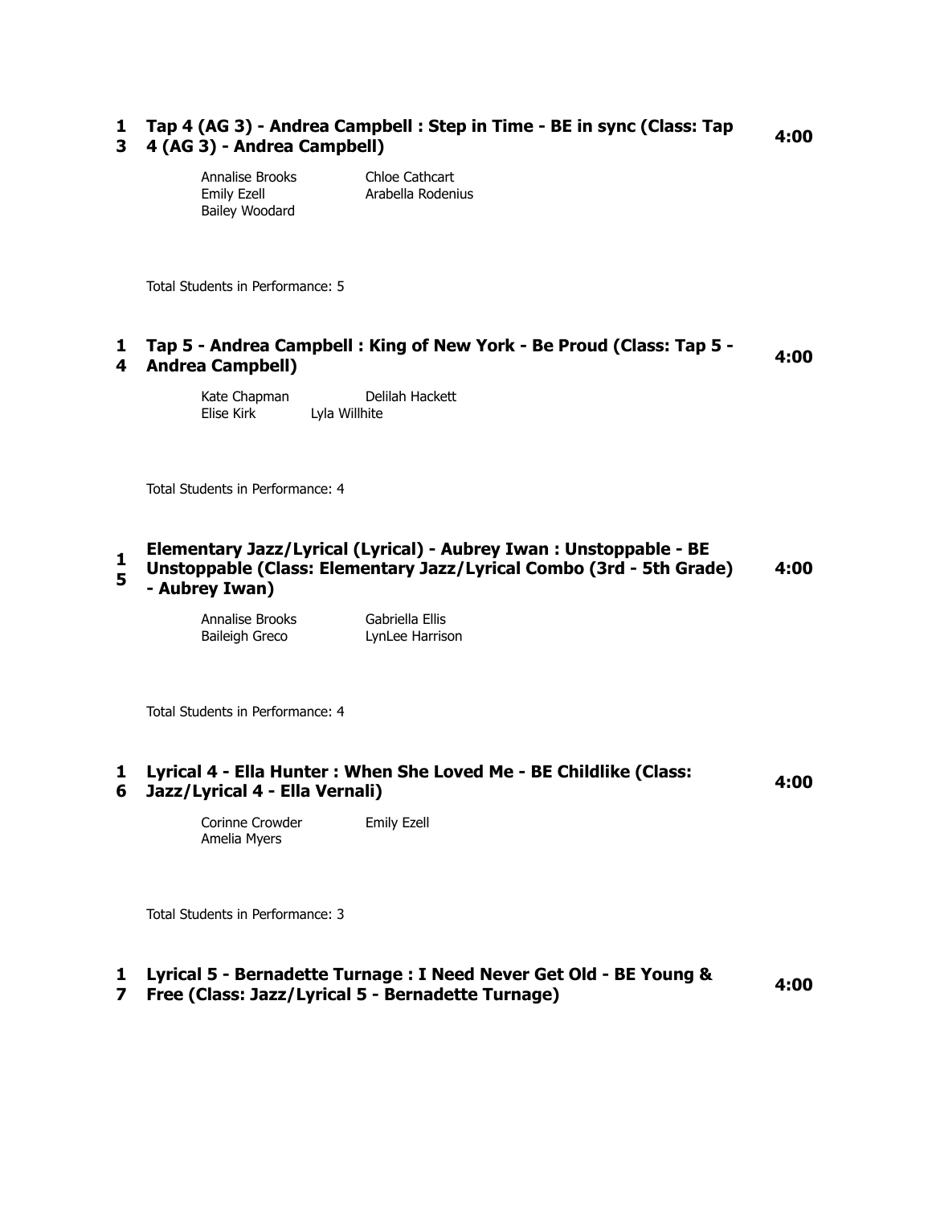**13** **Tap 4 (AG 3) - Andrea Campbell : Step in Time - BE in sync (Class: Tap 4 (AG 3) - Andrea Campbell)** **4:00**

Annalise Brooks
Chloe Cathcart
Emily Ezell
Arabella Rodenius
Bailey Woodard

Total Students in Performance: 5

**14** **Tap 5 - Andrea Campbell : King of New York - Be Proud (Class: Tap 5 - Andrea Campbell)** **4:00**

Kate Chapman
Delilah Hackett
Elise Kirk
Lyla Willhite

Total Students in Performance: 4

**15** **Elementary Jazz/Lyrical (Lyrical) - Aubrey Iwan : Unstoppable - BE Unstoppable (Class: Elementary Jazz/Lyrical Combo (3rd - 5th Grade) - Aubrey Iwan)** **4:00**

Annalise Brooks
Gabriella Ellis
Baileigh Greco
LynLee Harrison

Total Students in Performance: 4

**16** **Lyrical 4 - Ella Hunter : When She Loved Me - BE Childlike (Class: Jazz/Lyrical 4 - Ella Vernali)** **4:00**

Corinne Crowder
Emily Ezell
Amelia Myers

Total Students in Performance: 3

**17** **Lyrical 5 - Bernadette Turnage : I Need Never Get Old - BE Young & Free (Class: Jazz/Lyrical 5 - Bernadette Turnage)** **4:00**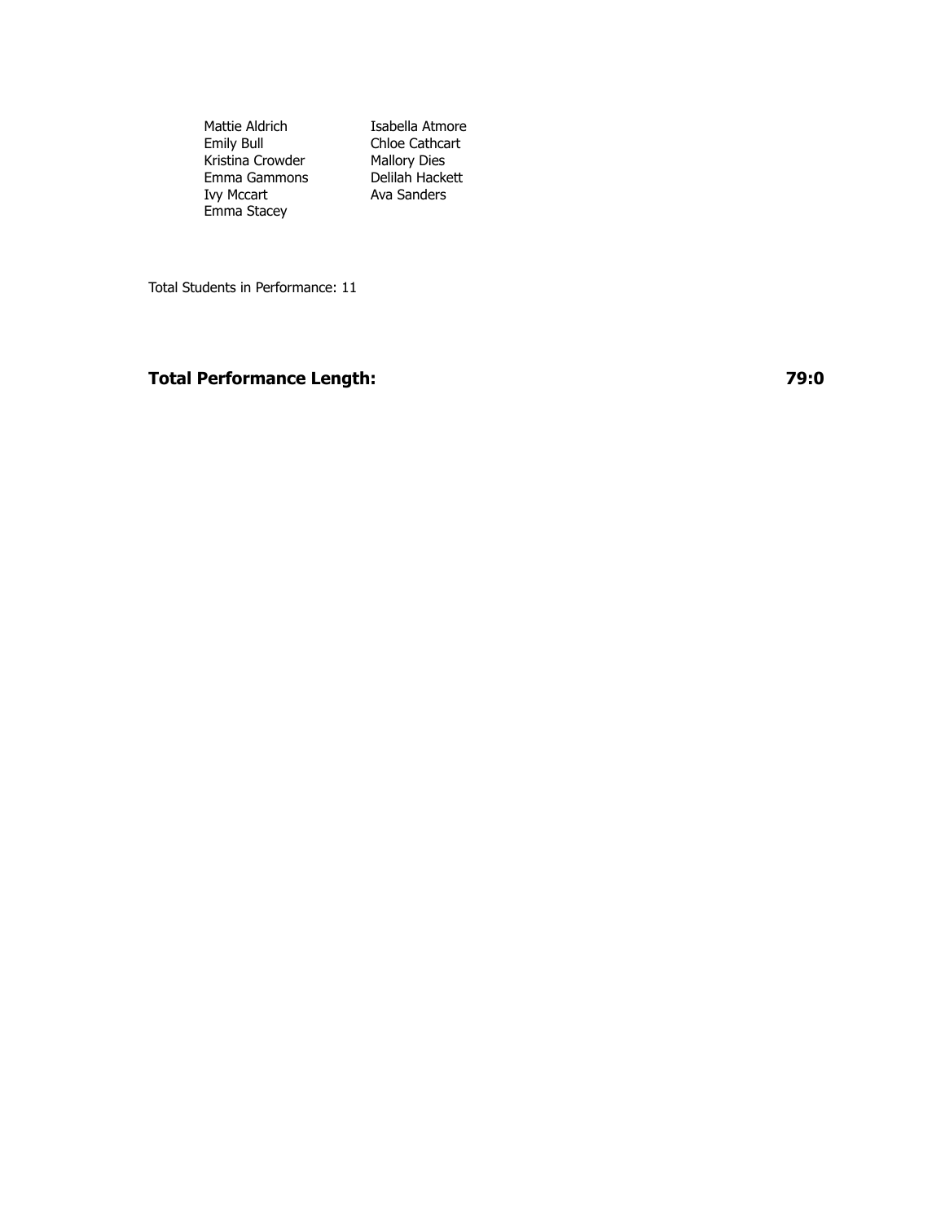| | |
|---|---|
| Mattie Aldrich | Isabella Atmore |
| Emily Bull | Chloe Cathcart |
| Kristina Crowder | Mallory Dies |
| Emma Gammons | Delilah Hackett |
| Ivy Mccart | Ava Sanders |
| Emma Stacey | |

Total Students in Performance: 11

**Total Performance Length: 79:0**